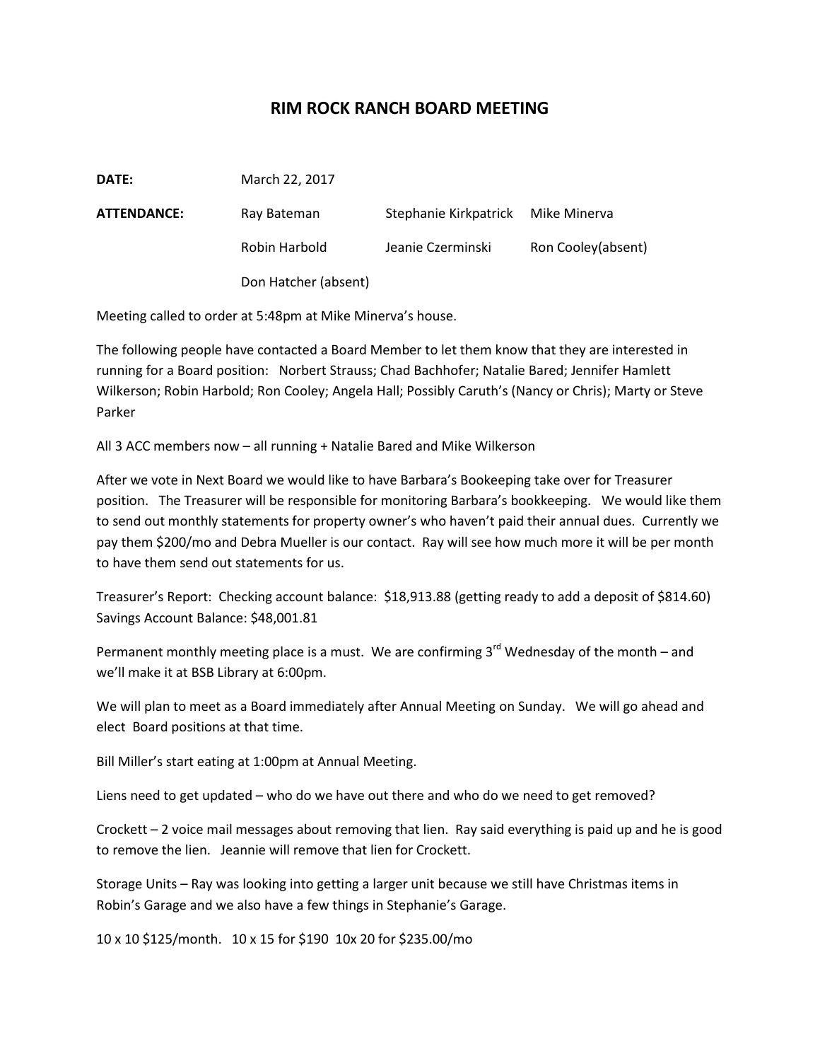# RIM ROCK RANCH BOARD MEETING

| | | | |
|---|---|---|---|
| **DATE:** | March 22, 2017 | | |
| **ATTENDANCE:** | Ray Bateman | Stephanie Kirkpatrick | Mike Minerva |
| | Robin Harbold | Jeanie Czerminski | Ron Cooley(absent) |
| | Don Hatcher (absent) | | |

Meeting called to order at 5:48pm at Mike Minerva's house.

The following people have contacted a Board Member to let them know that they are interested in running for a Board position: Norbert Strauss; Chad Bachhofer; Natalie Bared; Jennifer Hamlett Wilkerson; Robin Harbold; Ron Cooley; Angela Hall; Possibly Caruth's (Nancy or Chris); Marty or Steve Parker

All 3 ACC members now – all running + Natalie Bared and Mike Wilkerson

After we vote in Next Board we would like to have Barbara's Bookeeping take over for Treasurer position. The Treasurer will be responsible for monitoring Barbara's bookkeeping. We would like them to send out monthly statements for property owner's who haven't paid their annual dues. Currently we pay them $200/mo and Debra Mueller is our contact. Ray will see how much more it will be per month to have them send out statements for us.

Treasurer's Report: Checking account balance: $18,913.88 (getting ready to add a deposit of $814.60) Savings Account Balance: $48,001.81

Permanent monthly meeting place is a must. We are confirming 3rd Wednesday of the month – and we'll make it at BSB Library at 6:00pm.

We will plan to meet as a Board immediately after Annual Meeting on Sunday. We will go ahead and elect Board positions at that time.

Bill Miller's start eating at 1:00pm at Annual Meeting.

Liens need to get updated – who do we have out there and who do we need to get removed?

Crockett – 2 voice mail messages about removing that lien. Ray said everything is paid up and he is good to remove the lien. Jeannie will remove that lien for Crockett.

Storage Units – Ray was looking into getting a larger unit because we still have Christmas items in Robin's Garage and we also have a few things in Stephanie's Garage.

10 x 10 $125/month. 10 x 15 for $190 10x 20 for $235.00/mo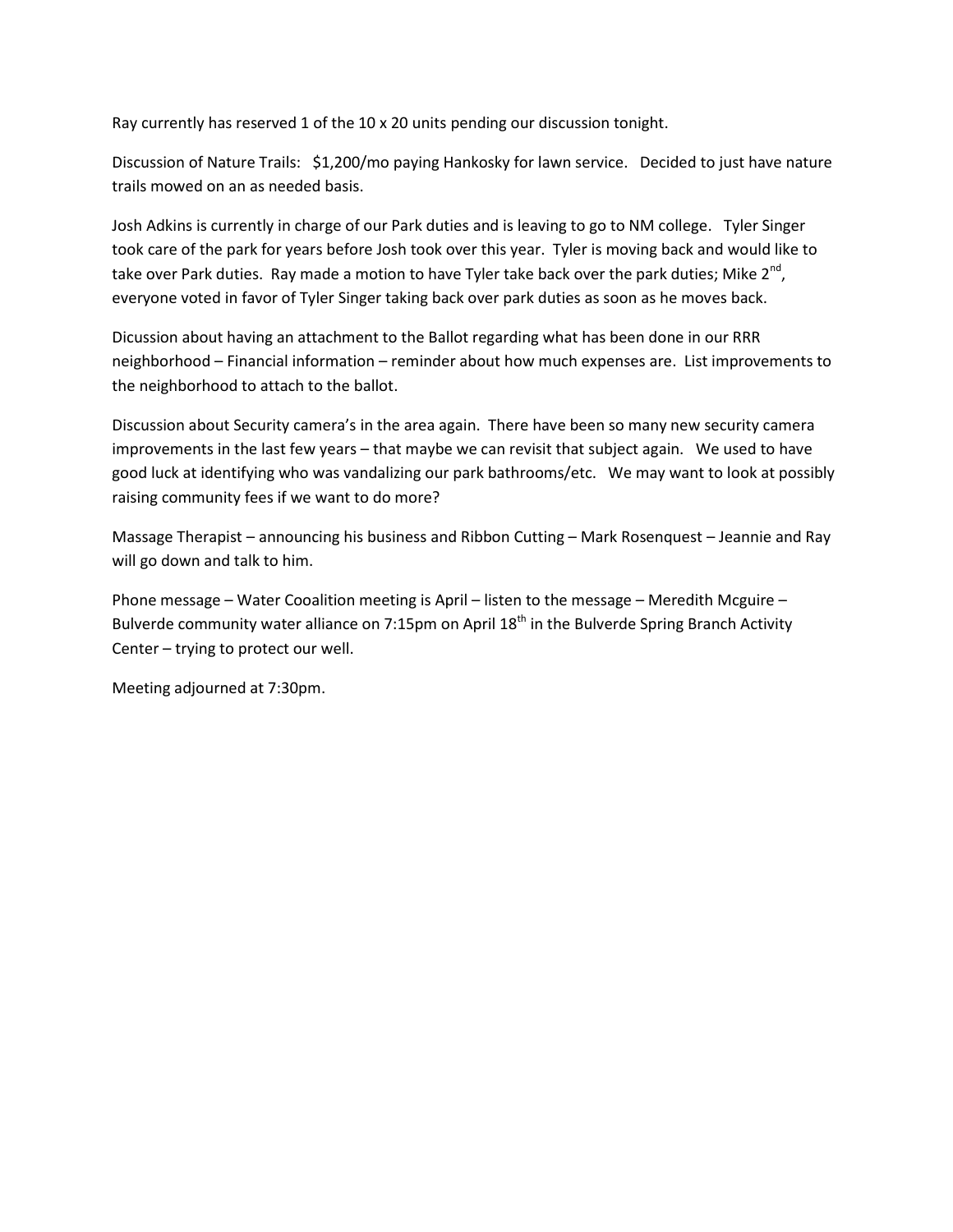Ray currently has reserved 1 of the 10 x 20 units pending our discussion tonight.

Discussion of Nature Trails:  $1,200/mo paying Hankosky for lawn service.  Decided to just have nature trails mowed on an as needed basis.

Josh Adkins is currently in charge of our Park duties and is leaving to go to NM college.  Tyler Singer took care of the park for years before Josh took over this year.  Tyler is moving back and would like to take over Park duties.  Ray made a motion to have Tyler take back over the park duties; Mike 2nd, everyone voted in favor of Tyler Singer taking back over park duties as soon as he moves back.

Dicussion about having an attachment to the Ballot regarding what has been done in our RRR neighborhood – Financial information – reminder about how much expenses are.  List improvements to the neighborhood to attach to the ballot.

Discussion about Security camera's in the area again.  There have been so many new security camera improvements in the last few years – that maybe we can revisit that subject again.  We used to have good luck at identifying who was vandalizing our park bathrooms/etc.  We may want to look at possibly raising community fees if we want to do more?

Massage Therapist – announcing his business and Ribbon Cutting – Mark Rosenquest – Jeannie and Ray will go down and talk to him.

Phone message – Water Cooalition meeting is April – listen to the message – Meredith Mcguire – Bulverde community water alliance on 7:15pm on April 18th in the Bulverde Spring Branch Activity Center – trying to protect our well.

Meeting adjourned at 7:30pm.